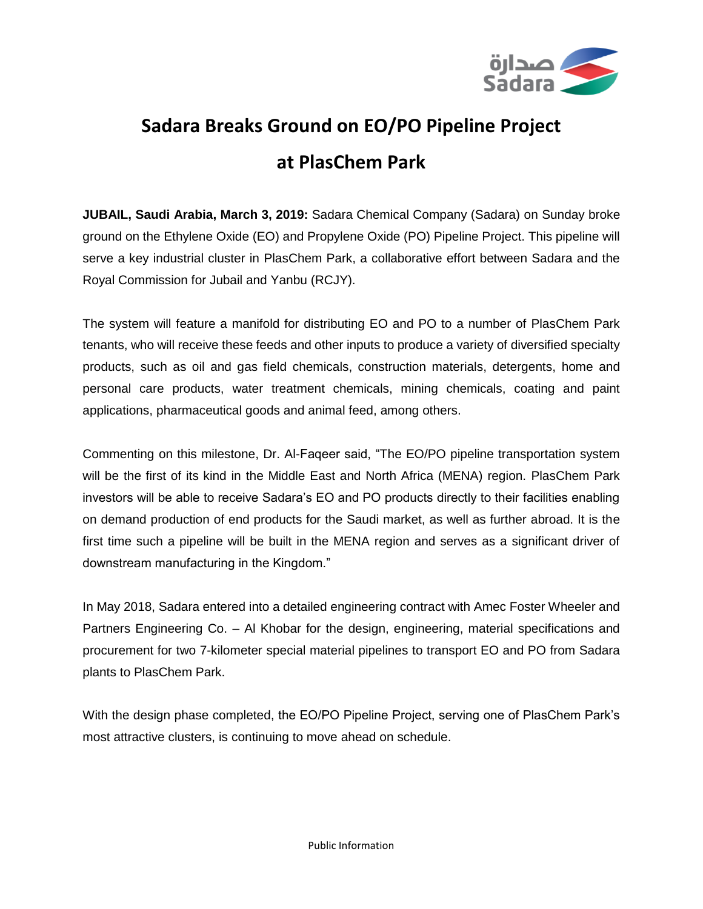# Sadara Breaks Ground on EO/PO Pipeline Project at PlasChem Park

**JUBAIL, Saudi Arabia, March 3, 2019:** Sadara Chemical Company (Sadara) on Sunday broke ground on the Ethylene Oxide (EO) and Propylene Oxide (PO) Pipeline Project. This pipeline will serve a key industrial cluster in PlasChem Park, a collaborative effort between Sadara and the Royal Commission for Jubail and Yanbu (RCJY).

The system will feature a manifold for distributing EO and PO to a number of PlasChem Park tenants, who will receive these feeds and other inputs to produce a variety of diversified specialty products, such as oil and gas field chemicals, construction materials, detergents, home and personal care products, water treatment chemicals, mining chemicals, coating and paint applications, pharmaceutical goods and animal feed, among others.

Commenting on this milestone, Dr. Al-Faqeer said, "The EO/PO pipeline transportation system will be the first of its kind in the Middle East and North Africa (MENA) region. PlasChem Park investors will be able to receive Sadara's EO and PO products directly to their facilities enabling on demand production of end products for the Saudi market, as well as further abroad. It is the first time such a pipeline will be built in the MENA region and serves as a significant driver of downstream manufacturing in the Kingdom."

In May 2018, Sadara entered into a detailed engineering contract with Amec Foster Wheeler and Partners Engineering Co. – Al Khobar for the design, engineering, material specifications and procurement for two 7-kilometer special material pipelines to transport EO and PO from Sadara plants to PlasChem Park.

With the design phase completed, the EO/PO Pipeline Project, serving one of PlasChem Park's most attractive clusters, is continuing to move ahead on schedule.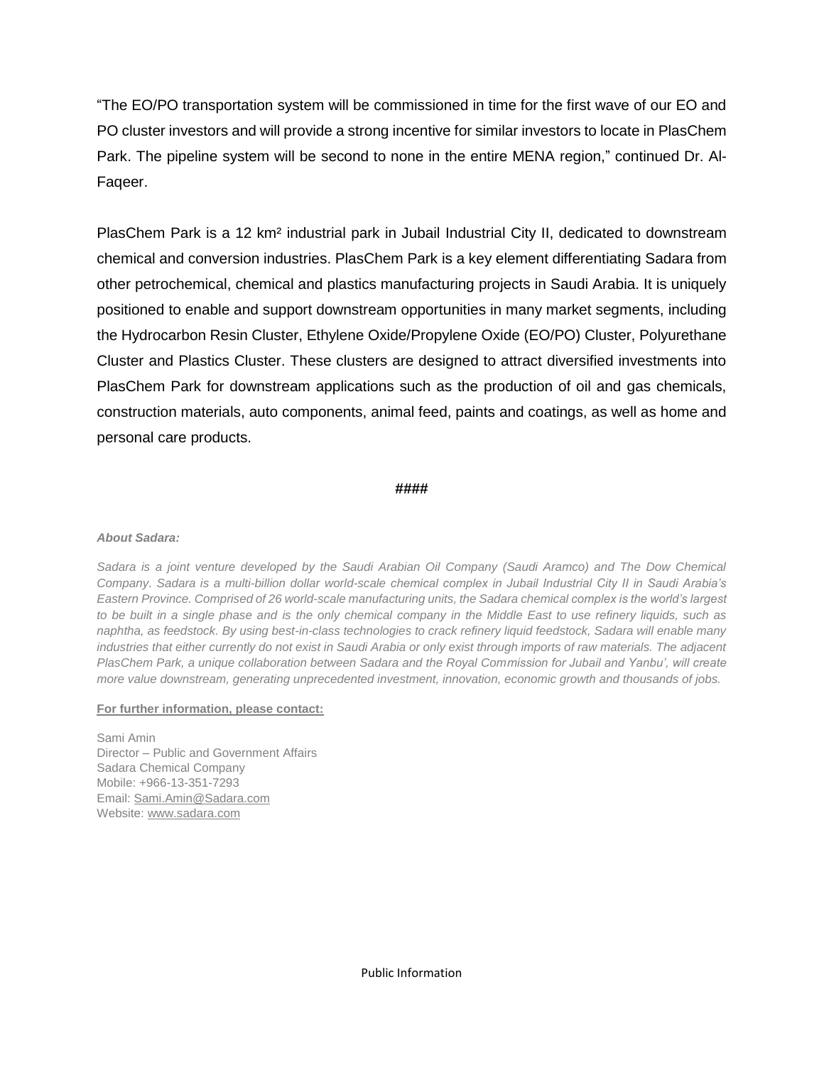"The EO/PO transportation system will be commissioned in time for the first wave of our EO and PO cluster investors and will provide a strong incentive for similar investors to locate in PlasChem Park. The pipeline system will be second to none in the entire MENA region," continued Dr. Al-Faqeer.

PlasChem Park is a 12 km² industrial park in Jubail Industrial City II, dedicated to downstream chemical and conversion industries. PlasChem Park is a key element differentiating Sadara from other petrochemical, chemical and plastics manufacturing projects in Saudi Arabia. It is uniquely positioned to enable and support downstream opportunities in many market segments, including the Hydrocarbon Resin Cluster, Ethylene Oxide/Propylene Oxide (EO/PO) Cluster, Polyurethane Cluster and Plastics Cluster. These clusters are designed to attract diversified investments into PlasChem Park for downstream applications such as the production of oil and gas chemicals, construction materials, auto components, animal feed, paints and coatings, as well as home and personal care products.

####

***About Sadara:***

*Sadara is a joint venture developed by the Saudi Arabian Oil Company (Saudi Aramco) and The Dow Chemical Company. Sadara is a multi-billion dollar world-scale chemical complex in Jubail Industrial City II in Saudi Arabia's Eastern Province. Comprised of 26 world-scale manufacturing units, the Sadara chemical complex is the world's largest to be built in a single phase and is the only chemical company in the Middle East to use refinery liquids, such as naphtha, as feedstock. By using best-in-class technologies to crack refinery liquid feedstock, Sadara will enable many industries that either currently do not exist in Saudi Arabia or only exist through imports of raw materials. The adjacent PlasChem Park, a unique collaboration between Sadara and the Royal Commission for Jubail and Yanbu', will create more value downstream, generating unprecedented investment, innovation, economic growth and thousands of jobs.*

**For further information, please contact:**

Sami Amin
Director – Public and Government Affairs
Sadara Chemical Company
Mobile: +966-13-351-7293
Email: Sami.Amin@Sadara.com
Website: www.sadara.com

Public Information